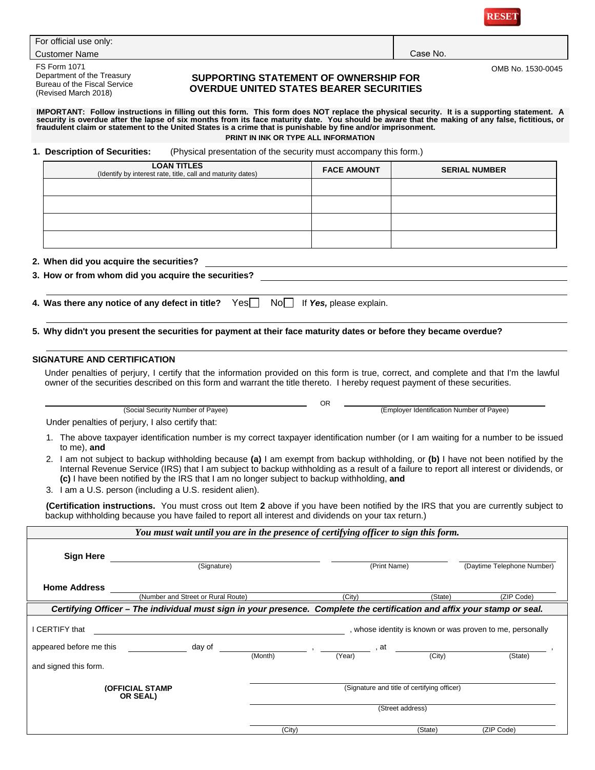RESET

| For official use only: Customer Name | Case No. |
| --- | --- |

FS Form 1071
Department of the Treasury
Bureau of the Fiscal Service
(Revised March 2018)

OMB No. 1530-0045

# SUPPORTING STATEMENT OF OWNERSHIP FOR OVERDUE UNITED STATES BEARER SECURITIES

**IMPORTANT: Follow instructions in filling out this form. This form does NOT replace the physical security. It is a supporting statement. A security is overdue after the lapse of six months from its face maturity date. You should be aware that the making of any false, fictitious, or fraudulent claim or statement to the United States is a crime that is punishable by fine and/or imprisonment.**

**PRINT IN INK OR TYPE ALL INFORMATION**

**1. Description of Securities:** (Physical presentation of the security must accompany this form.)

| LOAN TITLES (Identify by interest rate, title, call and maturity dates) | FACE AMOUNT | SERIAL NUMBER |
| --- | --- | --- |
| | | |
| | | |
| | | |
| | | |

**2. When did you acquire the securities?** ______________________

**3. How or from whom did you acquire the securities?** ______________________

**4. Was there any notice of any defect in title?** Yes ☐ No ☐ If ***Yes,*** please explain.

______________________

**5. Why didn't you present the securities for payment at their face maturity dates or before they became overdue?**

______________________

## SIGNATURE AND CERTIFICATION

Under penalties of perjury, I certify that the information provided on this form is true, correct, and complete and that I'm the lawful owner of the securities described on this form and warrant the title thereto. I hereby request payment of these securities.

______________________ (Social Security Number of Payee) OR ______________________ (Employer Identification Number of Payee)

Under penalties of perjury, I also certify that:

1. The above taxpayer identification number is my correct taxpayer identification number (or I am waiting for a number to be issued to me), **and**
2. I am not subject to backup withholding because **(a)** I am exempt from backup withholding, or **(b)** I have not been notified by the Internal Revenue Service (IRS) that I am subject to backup withholding as a result of a failure to report all interest or dividends, or **(c)** I have been notified by the IRS that I am no longer subject to backup withholding, **and**
3. I am a U.S. person (including a U.S. resident alien).

**(Certification instructions.** You must cross out Item **2** above if you have been notified by the IRS that you are currently subject to backup withholding because you have failed to report all interest and dividends on your tax return.)

***You must wait until you are in the presence of certifying officer to sign this form.***

**Sign Here** ______________________ (Signature) ______________________ (Print Name) ______________________ (Daytime Telephone Number)

**Home Address** ______________________ (Number and Street or Rural Route) ____________ (City) ____________ (State) ____________ (ZIP Code)

***Certifying Officer – The individual must sign in your presence. Complete the certification and affix your stamp or seal.***

I CERTIFY that ______________________, whose identity is known or was proven to me, personally appeared before me this ________ day of ____________ (Month), ________ (Year), at ____________ (City), ________ (State), and signed this form.

**(OFFICIAL STAMP OR SEAL)**

______________________ (Signature and title of certifying officer)

______________________ (Street address)

____________ (City) ____________ (State) ____________ (ZIP Code)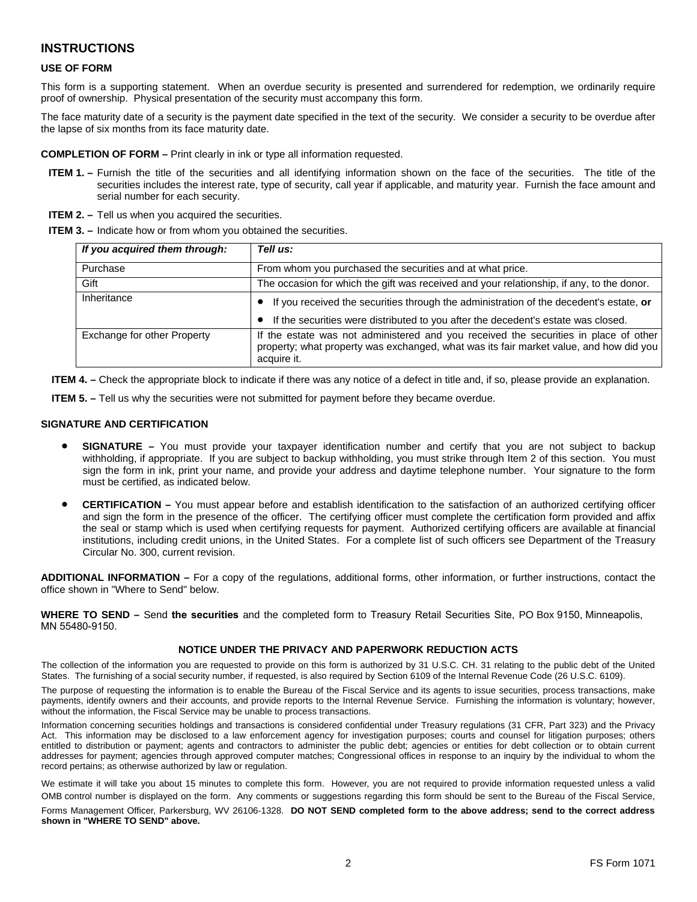## INSTRUCTIONS

### USE OF FORM

This form is a supporting statement. When an overdue security is presented and surrendered for redemption, we ordinarily require proof of ownership. Physical presentation of the security must accompany this form.

The face maturity date of a security is the payment date specified in the text of the security. We consider a security to be overdue after the lapse of six months from its face maturity date.

**COMPLETION OF FORM –** Print clearly in ink or type all information requested.

**ITEM 1. –** Furnish the title of the securities and all identifying information shown on the face of the securities. The title of the securities includes the interest rate, type of security, call year if applicable, and maturity year. Furnish the face amount and serial number for each security.

**ITEM 2. –** Tell us when you acquired the securities.

**ITEM 3. –** Indicate how or from whom you obtained the securities.

| ***If you acquired them through:*** | ***Tell us:*** |
|---|---|
| Purchase | From whom you purchased the securities and at what price. |
| Gift | The occasion for which the gift was received and your relationship, if any, to the donor. |
| Inheritance | • If you received the securities through the administration of the decedent's estate, **or** • If the securities were distributed to you after the decedent's estate was closed. |
| Exchange for other Property | If the estate was not administered and you received the securities in place of other property; what property was exchanged, what was its fair market value, and how did you acquire it. |

**ITEM 4. –** Check the appropriate block to indicate if there was any notice of a defect in title and, if so, please provide an explanation.

**ITEM 5. –** Tell us why the securities were not submitted for payment before they became overdue.

### SIGNATURE AND CERTIFICATION

- **SIGNATURE –** You must provide your taxpayer identification number and certify that you are not subject to backup withholding, if appropriate. If you are subject to backup withholding, you must strike through Item 2 of this section. You must sign the form in ink, print your name, and provide your address and daytime telephone number. Your signature to the form must be certified, as indicated below.

- **CERTIFICATION –** You must appear before and establish identification to the satisfaction of an authorized certifying officer and sign the form in the presence of the officer. The certifying officer must complete the certification form provided and affix the seal or stamp which is used when certifying requests for payment. Authorized certifying officers are available at financial institutions, including credit unions, in the United States. For a complete list of such officers see Department of the Treasury Circular No. 300, current revision.

**ADDITIONAL INFORMATION –** For a copy of the regulations, additional forms, other information, or further instructions, contact the office shown in "Where to Send" below.

**WHERE TO SEND –** Send **the securities** and the completed form to Treasury Retail Securities Site, PO Box 9150, Minneapolis, MN 55480-9150.

### NOTICE UNDER THE PRIVACY AND PAPERWORK REDUCTION ACTS

The collection of the information you are requested to provide on this form is authorized by 31 U.S.C. CH. 31 relating to the public debt of the United States. The furnishing of a social security number, if requested, is also required by Section 6109 of the Internal Revenue Code (26 U.S.C. 6109).

The purpose of requesting the information is to enable the Bureau of the Fiscal Service and its agents to issue securities, process transactions, make payments, identify owners and their accounts, and provide reports to the Internal Revenue Service. Furnishing the information is voluntary; however, without the information, the Fiscal Service may be unable to process transactions.

Information concerning securities holdings and transactions is considered confidential under Treasury regulations (31 CFR, Part 323) and the Privacy Act. This information may be disclosed to a law enforcement agency for investigation purposes; courts and counsel for litigation purposes; others entitled to distribution or payment; agents and contractors to administer the public debt; agencies or entities for debt collection or to obtain current addresses for payment; agencies through approved computer matches; Congressional offices in response to an inquiry by the individual to whom the record pertains; as otherwise authorized by law or regulation.

We estimate it will take you about 15 minutes to complete this form. However, you are not required to provide information requested unless a valid OMB control number is displayed on the form. Any comments or suggestions regarding this form should be sent to the Bureau of the Fiscal Service, Forms Management Officer, Parkersburg, WV 26106-1328. **DO NOT SEND completed form to the above address; send to the correct address shown in "WHERE TO SEND" above.**